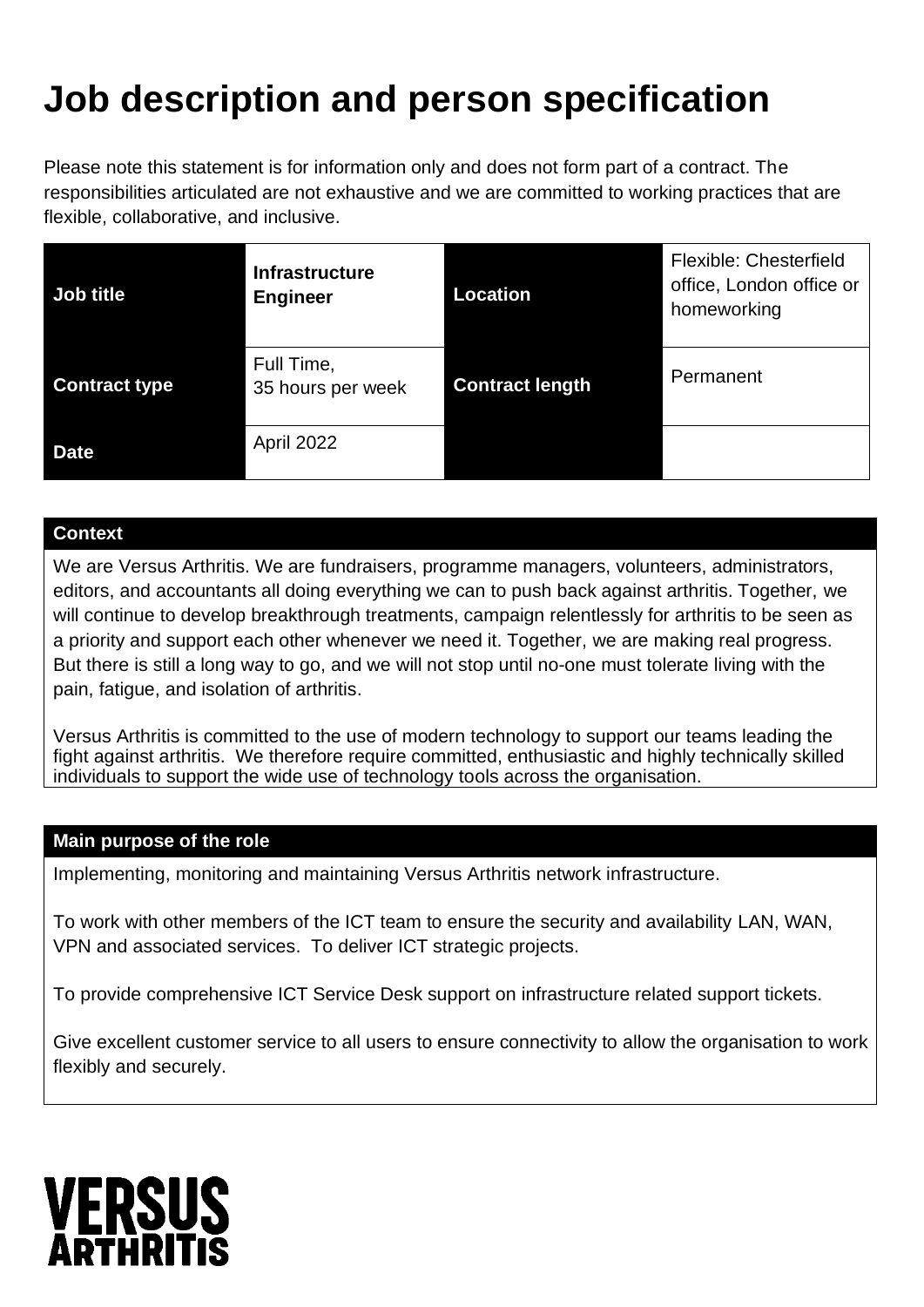# Job description and person specification

Please note this statement is for information only and does not form part of a contract. The responsibilities articulated are not exhaustive and we are committed to working practices that are flexible, collaborative, and inclusive.

| | | | |
|---|---|---|---|
| **Job title** | **Infrastructure Engineer** | **Location** | Flexible: Chesterfield office, London office or homeworking |
| **Contract type** | Full Time, 35 hours per week | **Contract length** | Permanent |
| **Date** | April 2022 | | |

## Context

We are Versus Arthritis. We are fundraisers, programme managers, volunteers, administrators, editors, and accountants all doing everything we can to push back against arthritis. Together, we will continue to develop breakthrough treatments, campaign relentlessly for arthritis to be seen as a priority and support each other whenever we need it. Together, we are making real progress. But there is still a long way to go, and we will not stop until no-one must tolerate living with the pain, fatigue, and isolation of arthritis.

Versus Arthritis is committed to the use of modern technology to support our teams leading the fight against arthritis. We therefore require committed, enthusiastic and highly technically skilled individuals to support the wide use of technology tools across the organisation.

## Main purpose of the role

Implementing, monitoring and maintaining Versus Arthritis network infrastructure.

To work with other members of the ICT team to ensure the security and availability LAN, WAN, VPN and associated services. To deliver ICT strategic projects.

To provide comprehensive ICT Service Desk support on infrastructure related support tickets.

Give excellent customer service to all users to ensure connectivity to allow the organisation to work flexibly and securely.

VERSUS ARTHRITIS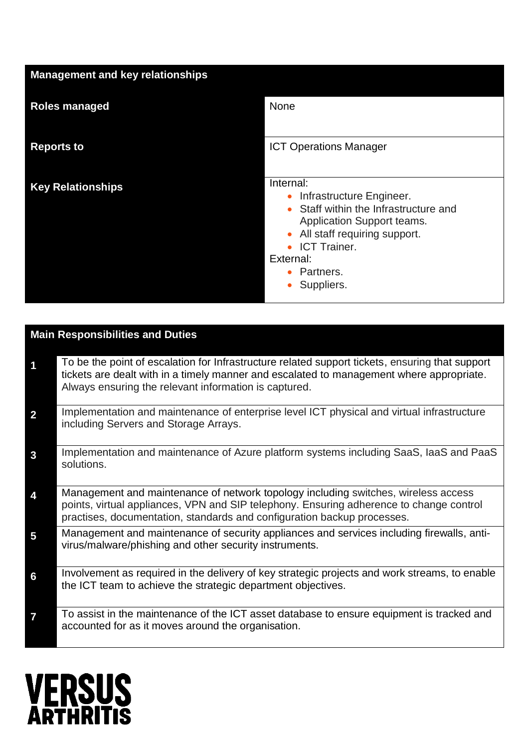| Management and key relationships | |
|---|---|
| **Roles managed** | None |
| **Reports to** | ICT Operations Manager |
| **Key Relationships** | Internal:<br>• Infrastructure Engineer.<br>• Staff within the Infrastructure and Application Support teams.<br>• All staff requiring support.<br>• ICT Trainer.<br>External:<br>• Partners.<br>• Suppliers. |

| Main Responsibilities and Duties | |
|---|---|
| **1** | To be the point of escalation for Infrastructure related support tickets, ensuring that support tickets are dealt with in a timely manner and escalated to management where appropriate. Always ensuring the relevant information is captured. |
| **2** | Implementation and maintenance of enterprise level ICT physical and virtual infrastructure including Servers and Storage Arrays. |
| **3** | Implementation and maintenance of Azure platform systems including SaaS, IaaS and PaaS solutions. |
| **4** | Management and maintenance of network topology including switches, wireless access points, virtual appliances, VPN and SIP telephony. Ensuring adherence to change control practises, documentation, standards and configuration backup processes. |
| **5** | Management and maintenance of security appliances and services including firewalls, anti-virus/malware/phishing and other security instruments. |
| **6** | Involvement as required in the delivery of key strategic projects and work streams, to enable the ICT team to achieve the strategic department objectives. |
| **7** | To assist in the maintenance of the ICT asset database to ensure equipment is tracked and accounted for as it moves around the organisation. |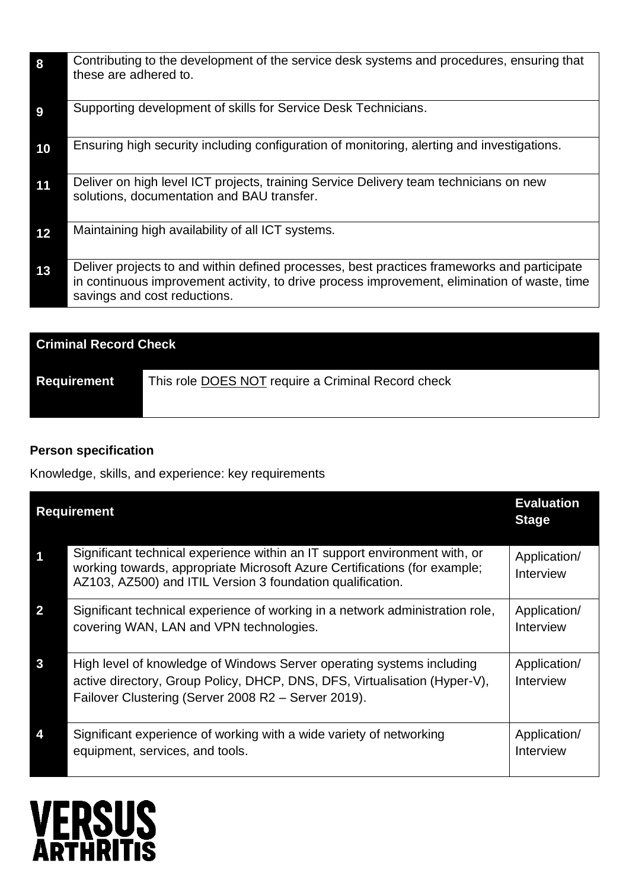| | |
|---|---|
| **8** | Contributing to the development of the service desk systems and procedures, ensuring that these are adhered to. |
| **9** | Supporting development of skills for Service Desk Technicians. |
| **10** | Ensuring high security including configuration of monitoring, alerting and investigations. |
| **11** | Deliver on high level ICT projects, training Service Delivery team technicians on new solutions, documentation and BAU transfer. |
| **12** | Maintaining high availability of all ICT systems. |
| **13** | Deliver projects to and within defined processes, best practices frameworks and participate in continuous improvement activity, to drive process improvement, elimination of waste, time savings and cost reductions. |

| **Criminal Record Check** | |
|---|---|
| **Requirement** | This role DOES NOT require a Criminal Record check |

**Person specification**

Knowledge, skills, and experience: key requirements

| | **Requirement** | **Evaluation Stage** |
|---|---|---|
| **1** | Significant technical experience within an IT support environment with, or working towards, appropriate Microsoft Azure Certifications (for example; AZ103, AZ500) and ITIL Version 3 foundation qualification. | Application/ Interview |
| **2** | Significant technical experience of working in a network administration role, covering WAN, LAN and VPN technologies. | Application/ Interview |
| **3** | High level of knowledge of Windows Server operating systems including active directory, Group Policy, DHCP, DNS, DFS, Virtualisation (Hyper-V), Failover Clustering (Server 2008 R2 – Server 2019). | Application/ Interview |
| **4** | Significant experience of working with a wide variety of networking equipment, services, and tools. | Application/ Interview |

VERSUS ARTHRITIS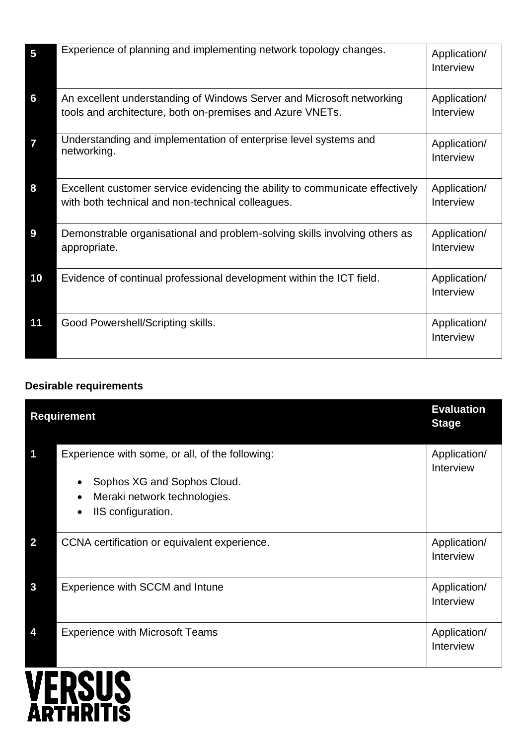| | | |
|---|---|---|
| **5** | Experience of planning and implementing network topology changes. | Application/ Interview |
| **6** | An excellent understanding of Windows Server and Microsoft networking tools and architecture, both on-premises and Azure VNETs. | Application/ Interview |
| **7** | Understanding and implementation of enterprise level systems and networking. | Application/ Interview |
| **8** | Excellent customer service evidencing the ability to communicate effectively with both technical and non-technical colleagues. | Application/ Interview |
| **9** | Demonstrable organisational and problem-solving skills involving others as appropriate. | Application/ Interview |
| **10** | Evidence of continual professional development within the ICT field. | Application/ Interview |
| **11** | Good Powershell/Scripting skills. | Application/ Interview |

**Desirable requirements**

| **Requirement** | | **Evaluation Stage** |
|---|---|---|
| **1** | Experience with some, or all, of the following:<br>• Sophos XG and Sophos Cloud.<br>• Meraki network technologies.<br>• IIS configuration. | Application/ Interview |
| **2** | CCNA certification or equivalent experience. | Application/ Interview |
| **3** | Experience with SCCM and Intune | Application/ Interview |
| **4** | Experience with Microsoft Teams | Application/ Interview |

VERSUS ARTHRITIS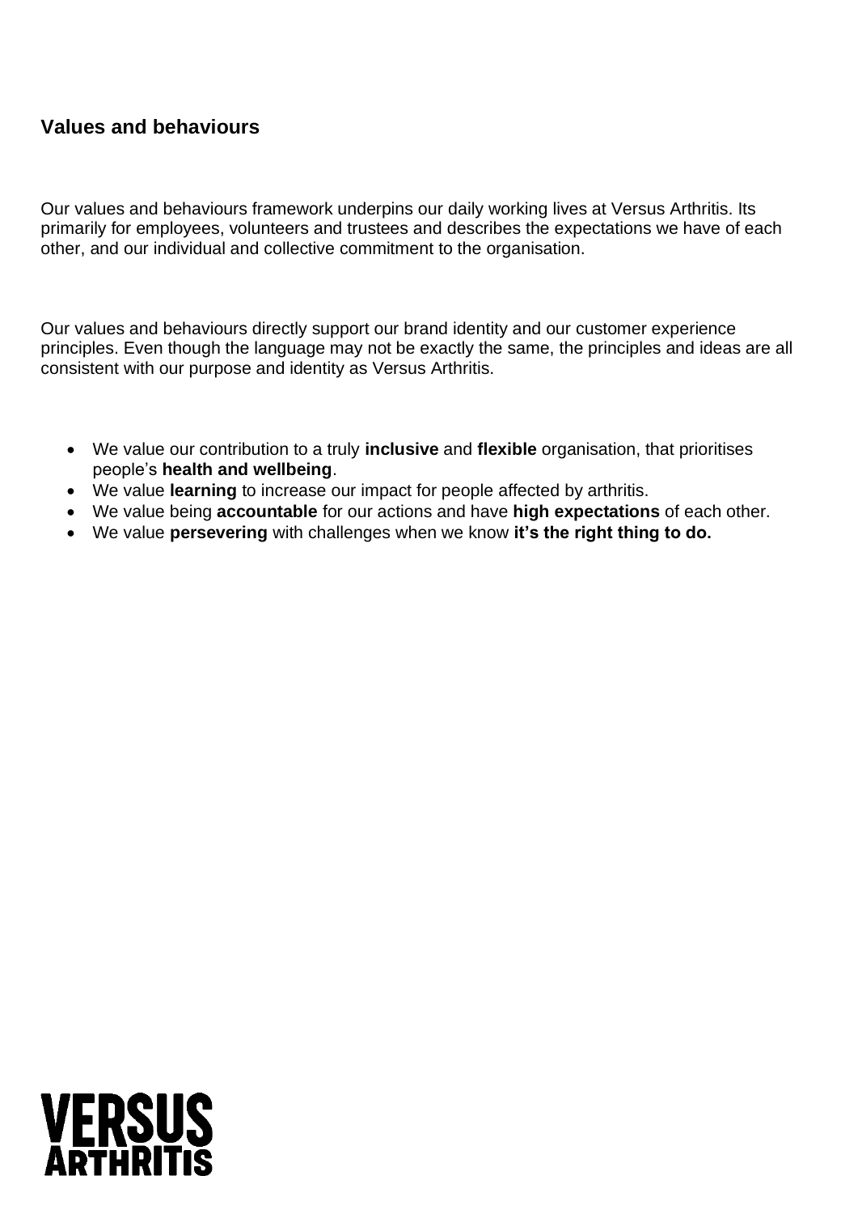## Values and behaviours

Our values and behaviours framework underpins our daily working lives at Versus Arthritis. Its primarily for employees, volunteers and trustees and describes the expectations we have of each other, and our individual and collective commitment to the organisation.

Our values and behaviours directly support our brand identity and our customer experience principles. Even though the language may not be exactly the same, the principles and ideas are all consistent with our purpose and identity as Versus Arthritis.

- We value our contribution to a truly **inclusive** and **flexible** organisation, that prioritises people's **health and wellbeing**.
- We value **learning** to increase our impact for people affected by arthritis.
- We value being **accountable** for our actions and have **high expectations** of each other.
- We value **persevering** with challenges when we know **it's the right thing to do.**

VERSUS ARTHRITIS